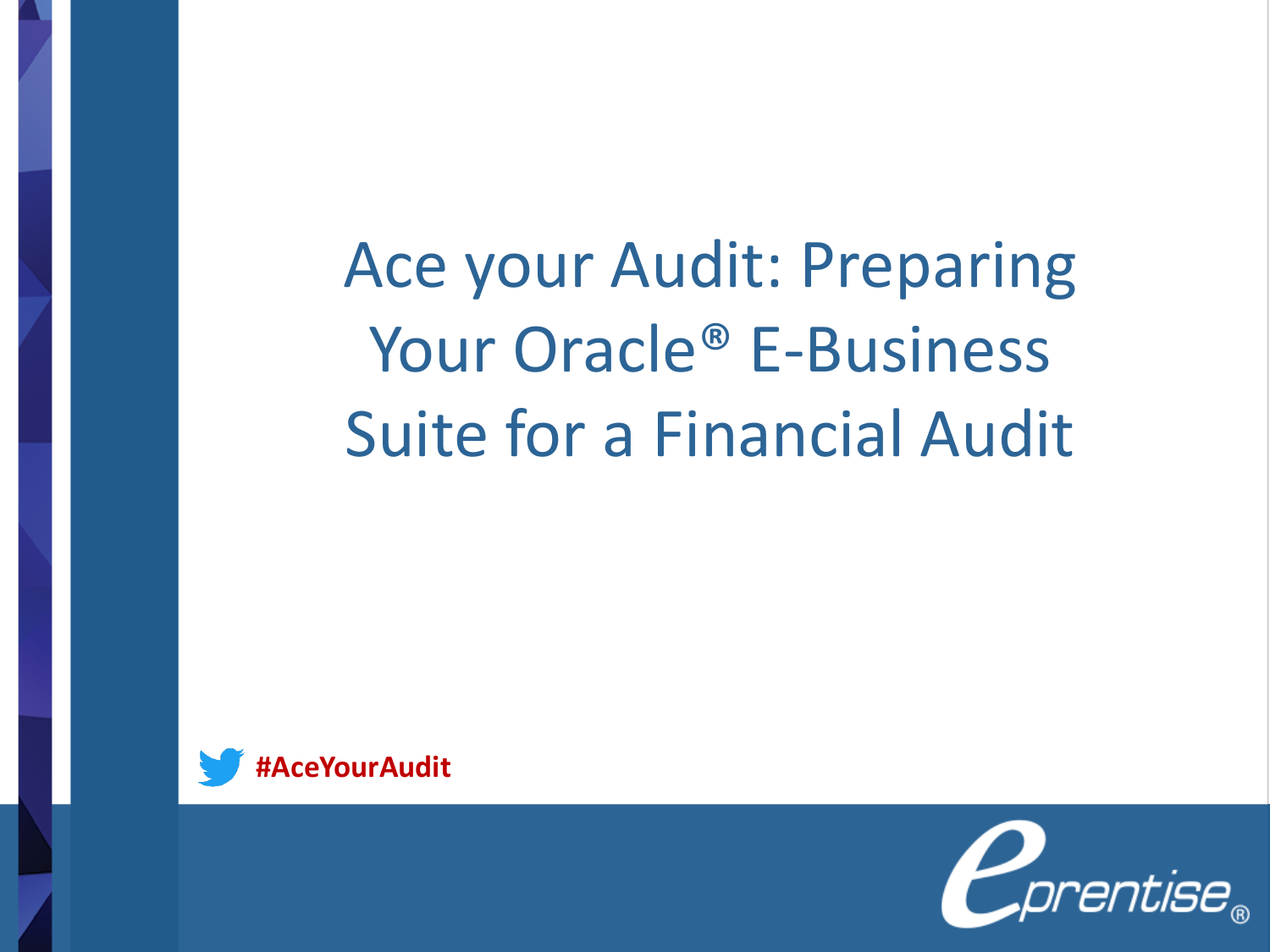# Ace your Audit: Preparing Your Oracle® E-Business Suite for a Financial Audit

#AceYourAudit

eprentise®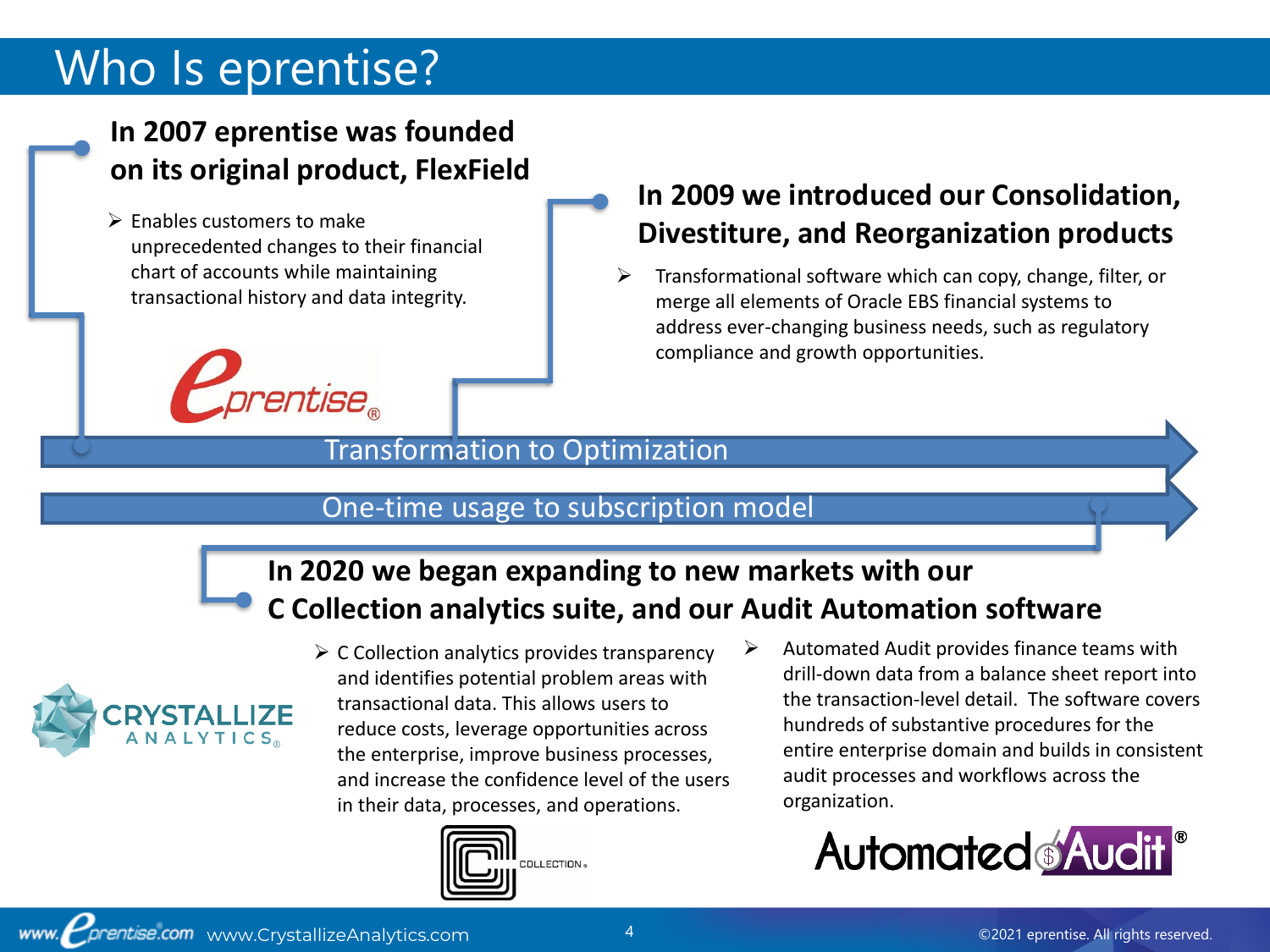# Who Is eprentise?

## In 2007 eprentise was founded on its original product, FlexField

- Enables customers to make unprecedented changes to their financial chart of accounts while maintaining transactional history and data integrity.

## In 2009 we introduced our Consolidation, Divestiture, and Reorganization products

- Transformational software which can copy, change, filter, or merge all elements of Oracle EBS financial systems to address ever-changing business needs, such as regulatory compliance and growth opportunities.

Transformation to Optimization

One-time usage to subscription model

## In 2020 we began expanding to new markets with our C Collection analytics suite, and our Audit Automation software

- C Collection analytics provides transparency and identifies potential problem areas with transactional data. This allows users to reduce costs, leverage opportunities across the enterprise, improve business processes, and increase the confidence level of the users in their data, processes, and operations.
- Automated Audit provides finance teams with drill-down data from a balance sheet report into the transaction-level detail. The software covers hundreds of substantive procedures for the entire enterprise domain and builds in consistent audit processes and workflows across the organization.

www.eprentise.com www.CrystallizeAnalytics.com

©2021 eprentise. All rights reserved.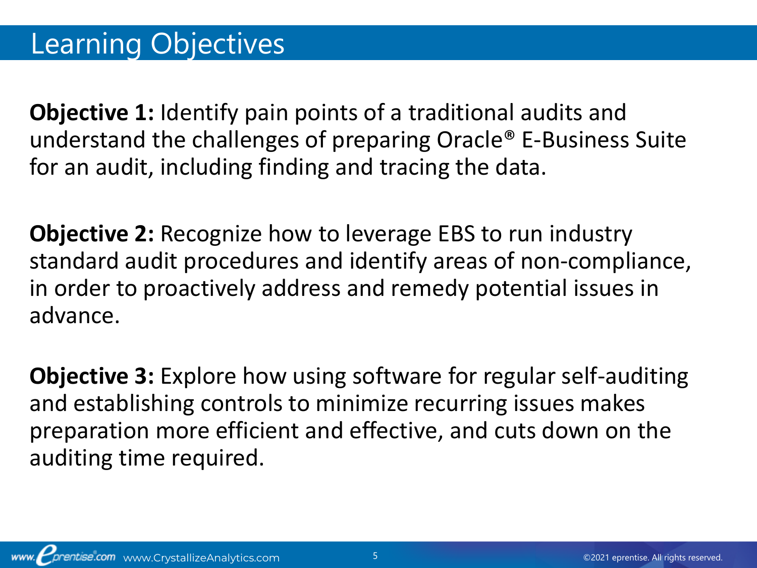# Learning Objectives

**Objective 1:** Identify pain points of a traditional audits and understand the challenges of preparing Oracle® E-Business Suite for an audit, including finding and tracing the data.

**Objective 2:** Recognize how to leverage EBS to run industry standard audit procedures and identify areas of non-compliance, in order to proactively address and remedy potential issues in advance.

**Objective 3:** Explore how using software for regular self-auditing and establishing controls to minimize recurring issues makes preparation more efficient and effective, and cuts down on the auditing time required.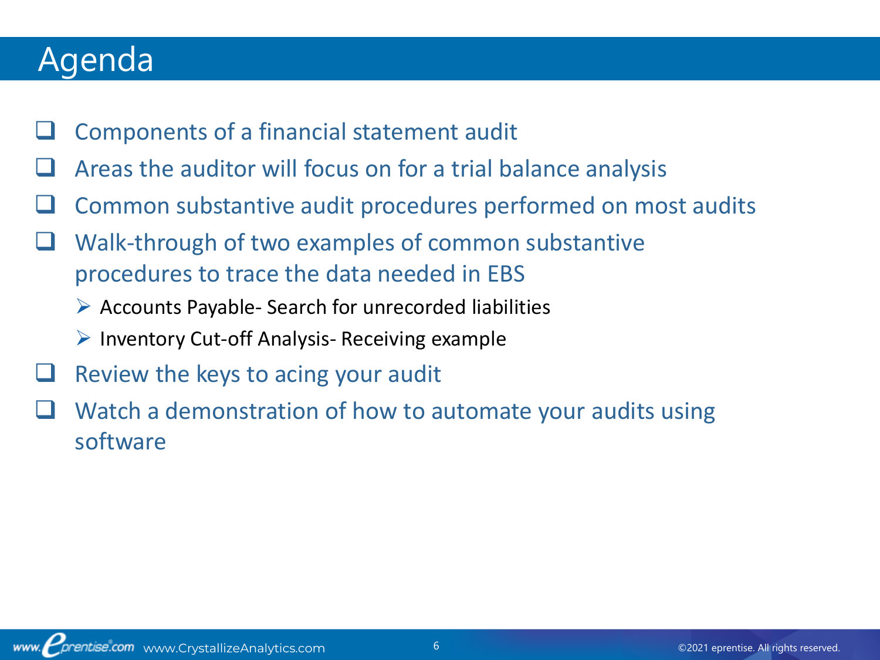# Agenda

- Components of a financial statement audit
- Areas the auditor will focus on for a trial balance analysis
- Common substantive audit procedures performed on most audits
- Walk-through of two examples of common substantive procedures to trace the data needed in EBS
  - Accounts Payable- Search for unrecorded liabilities
  - Inventory Cut-off Analysis- Receiving example
- Review the keys to acing your audit
- Watch a demonstration of how to automate your audits using software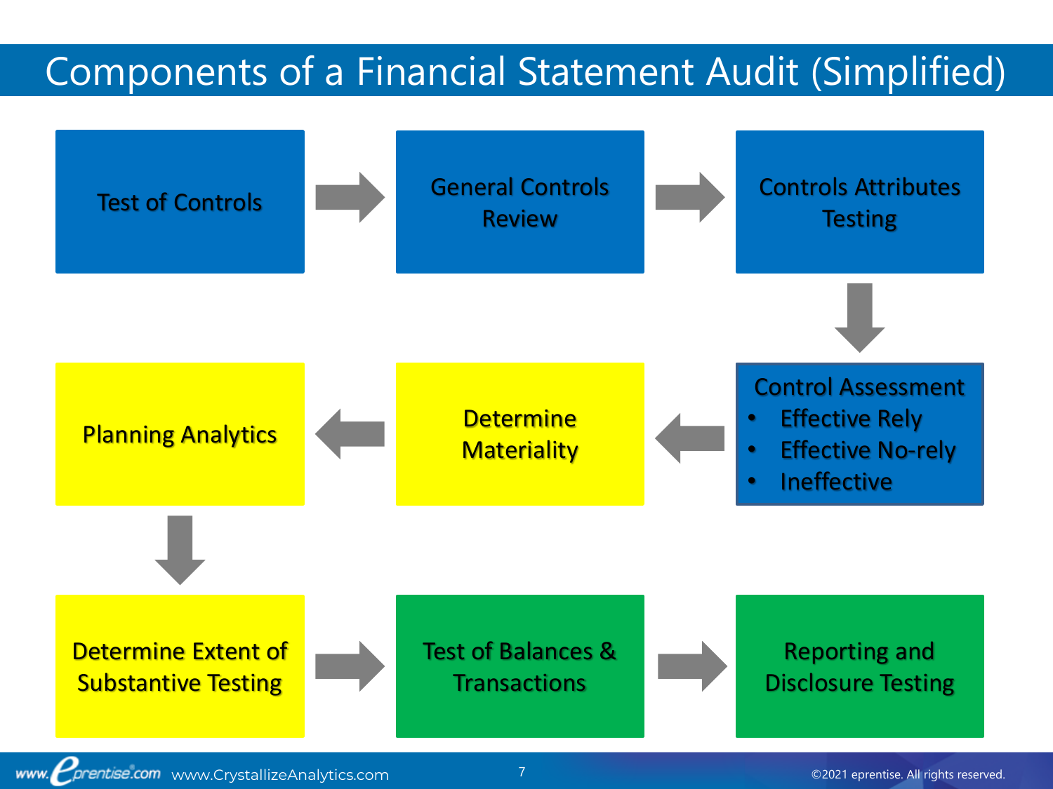# Components of a Financial Statement Audit (Simplified)

Test of Controls → General Controls Review → Controls Attributes Testing

↓

Control Assessment
- Effective Rely
- Effective No-rely
- Ineffective

← Determine Materiality ← Planning Analytics

↓

Determine Extent of Substantive Testing → Test of Balances & Transactions → Reporting and Disclosure Testing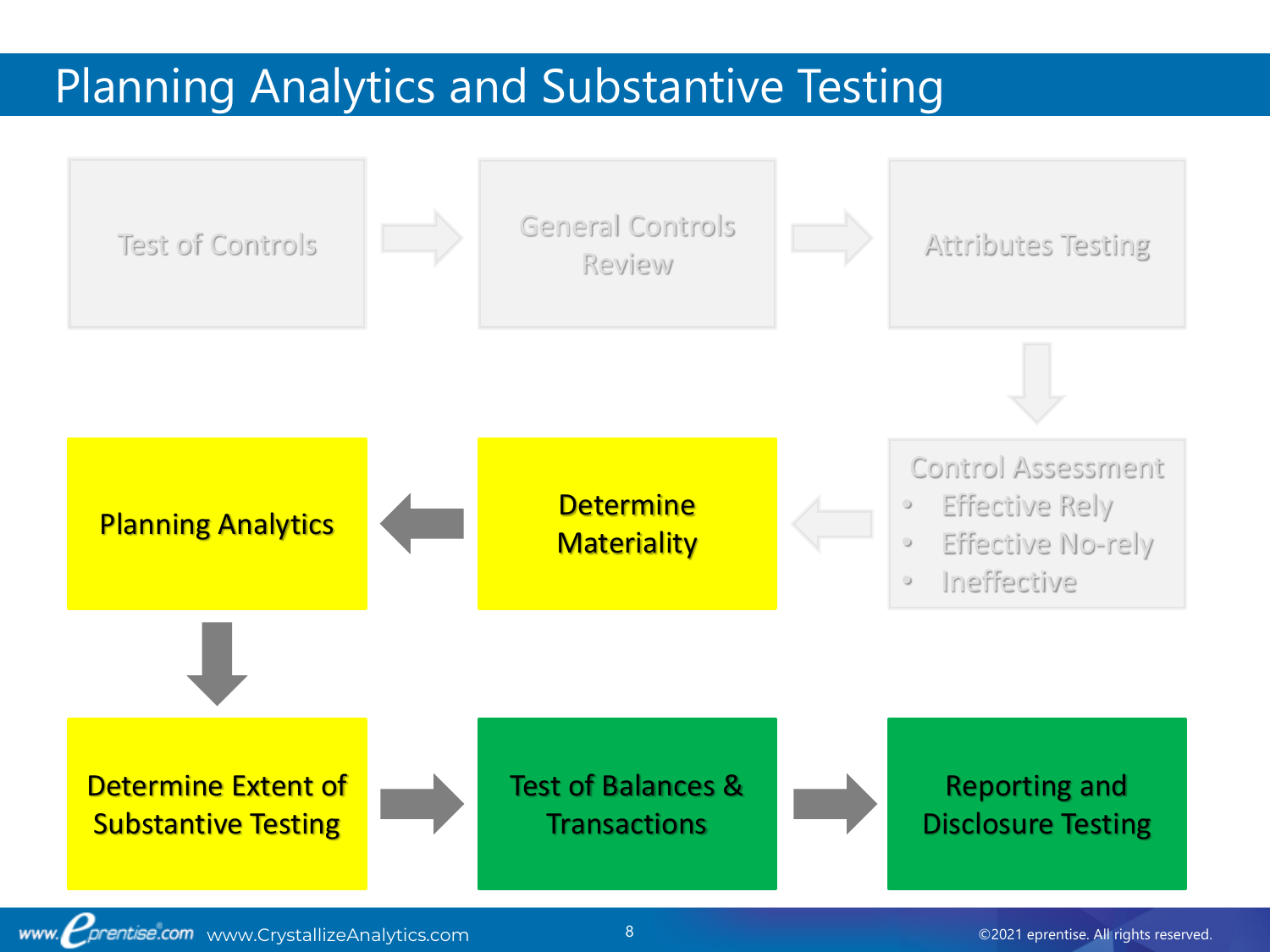# Planning Analytics and Substantive Testing

Test of Controls → General Controls Review → Attributes Testing

↓

Control Assessment
- Effective Rely
- Effective No-rely
- Ineffective

→ Determine Materiality → Planning Analytics

↓

Determine Extent of Substantive Testing → Test of Balances & Transactions → Reporting and Disclosure Testing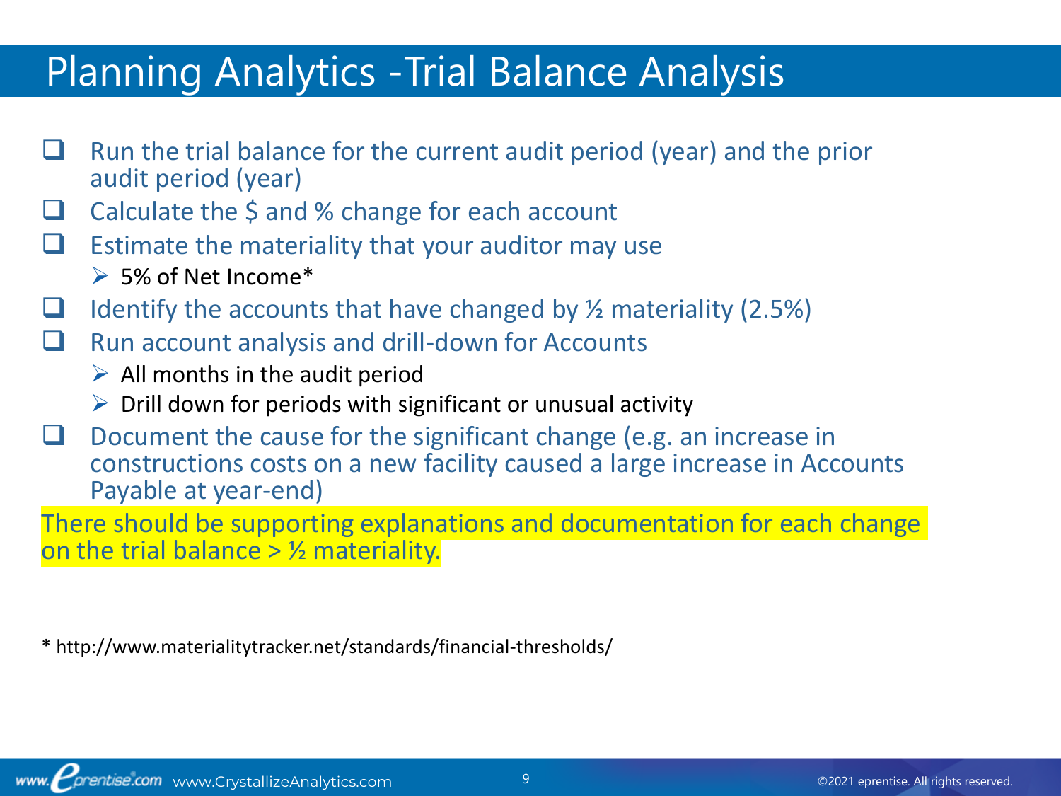# Planning Analytics -Trial Balance Analysis

- Run the trial balance for the current audit period (year) and the prior audit period (year)
- Calculate the $ and % change for each account
- Estimate the materiality that your auditor may use
  - 5% of Net Income*
- Identify the accounts that have changed by ½ materiality (2.5%)
- Run account analysis and drill-down for Accounts
  - All months in the audit period
  - Drill down for periods with significant or unusual activity
- Document the cause for the significant change (e.g. an increase in constructions costs on a new facility caused a large increase in Accounts Payable at year-end)

There should be supporting explanations and documentation for each change on the trial balance > ½ materiality.

* http://www.materialitytracker.net/standards/financial-thresholds/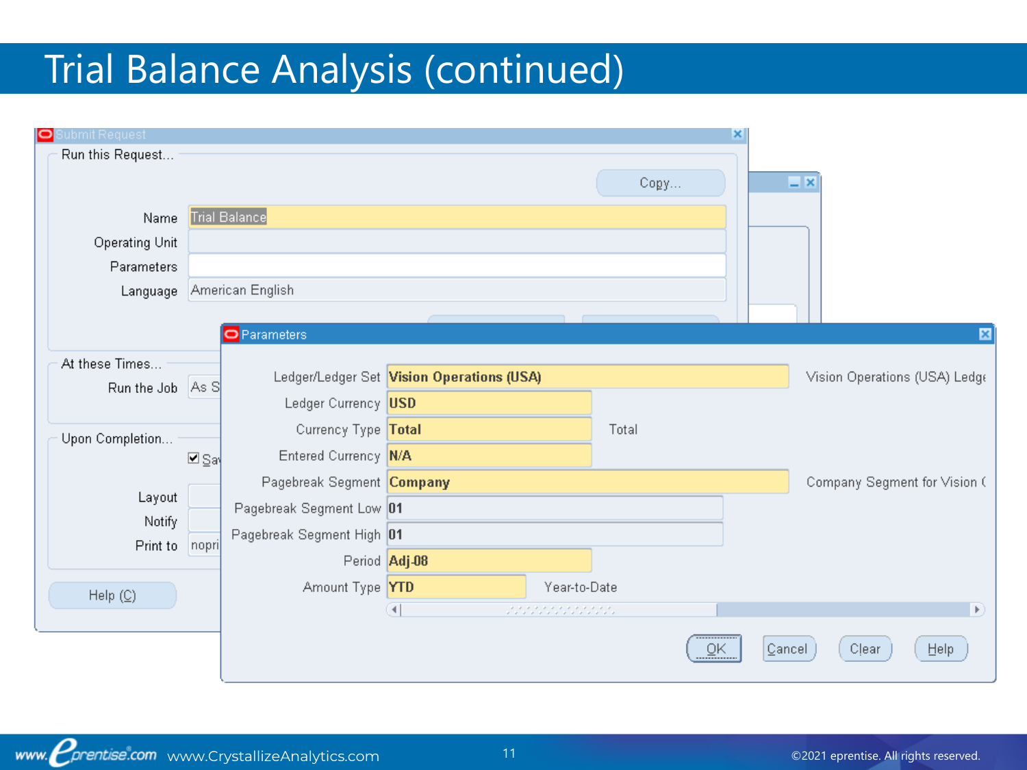# Trial Balance Analysis (continued)

**Submit Request**

Run this Request...

Copy...

| | |
|---|---|
| Name | Trial Balance |
| Operating Unit | |
| Parameters | |
| Language | American English |

At these Times...

Run the Job: As S

Upon Completion...

☑ Sa

Layout

Notify

Print to: nopri

Help (C)

**Parameters**

| Parameter | Value | Description |
|---|---|---|
| Ledger/Ledger Set | Vision Operations (USA) | Vision Operations (USA) Ledge |
| Ledger Currency | USD | |
| Currency Type | Total | Total |
| Entered Currency | N/A | |
| Pagebreak Segment | Company | Company Segment for Vision ( |
| Pagebreak Segment Low | 01 | |
| Pagebreak Segment High | 01 | |
| Period | Adj-08 | |
| Amount Type | YTD | Year-to-Date |

OK | Cancel | Clear | Help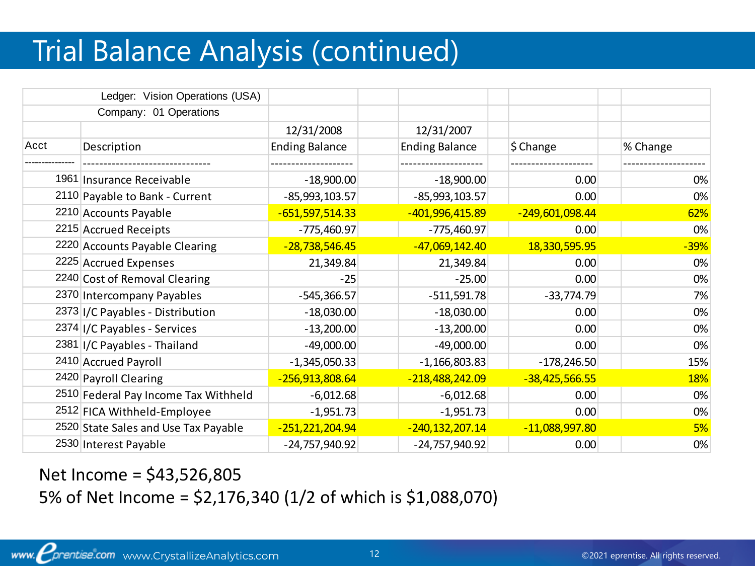# Trial Balance Analysis (continued)

| Ledger: Vision Operations (USA) | | | | | |
|---|---|---|---|---|---|
| Company: 01 Operations | | | | | |
| | | 12/31/2008 | 12/31/2007 | | |
| Acct | Description | Ending Balance | Ending Balance | $ Change | % Change |
| -------------- | ------------------------------- | -------------------- | -------------------- | -------------------- | -------------------- |
| 1961 | Insurance Receivable | -18,900.00 | -18,900.00 | 0.00 | 0% |
| 2110 | Payable to Bank - Current | -85,993,103.57 | -85,993,103.57 | 0.00 | 0% |
| 2210 | Accounts Payable | -651,597,514.33 | -401,996,415.89 | -249,601,098.44 | 62% |
| 2215 | Accrued Receipts | -775,460.97 | -775,460.97 | 0.00 | 0% |
| 2220 | Accounts Payable Clearing | -28,738,546.45 | -47,069,142.40 | 18,330,595.95 | -39% |
| 2225 | Accrued Expenses | 21,349.84 | 21,349.84 | 0.00 | 0% |
| 2240 | Cost of Removal Clearing | -25 | -25.00 | 0.00 | 0% |
| 2370 | Intercompany Payables | -545,366.57 | -511,591.78 | -33,774.79 | 7% |
| 2373 | I/C Payables - Distribution | -18,030.00 | -18,030.00 | 0.00 | 0% |
| 2374 | I/C Payables - Services | -13,200.00 | -13,200.00 | 0.00 | 0% |
| 2381 | I/C Payables - Thailand | -49,000.00 | -49,000.00 | 0.00 | 0% |
| 2410 | Accrued Payroll | -1,345,050.33 | -1,166,803.83 | -178,246.50 | 15% |
| 2420 | Payroll Clearing | -256,913,808.64 | -218,488,242.09 | -38,425,566.55 | 18% |
| 2510 | Federal Pay Income Tax Withheld | -6,012.68 | -6,012.68 | 0.00 | 0% |
| 2512 | FICA Withheld-Employee | -1,951.73 | -1,951.73 | 0.00 | 0% |
| 2520 | State Sales and Use Tax Payable | -251,221,204.94 | -240,132,207.14 | -11,088,997.80 | 5% |
| 2530 | Interest Payable | -24,757,940.92 | -24,757,940.92 | 0.00 | 0% |

Net Income = $43,526,805

5% of Net Income = $2,176,340 (1/2 of which is $1,088,070)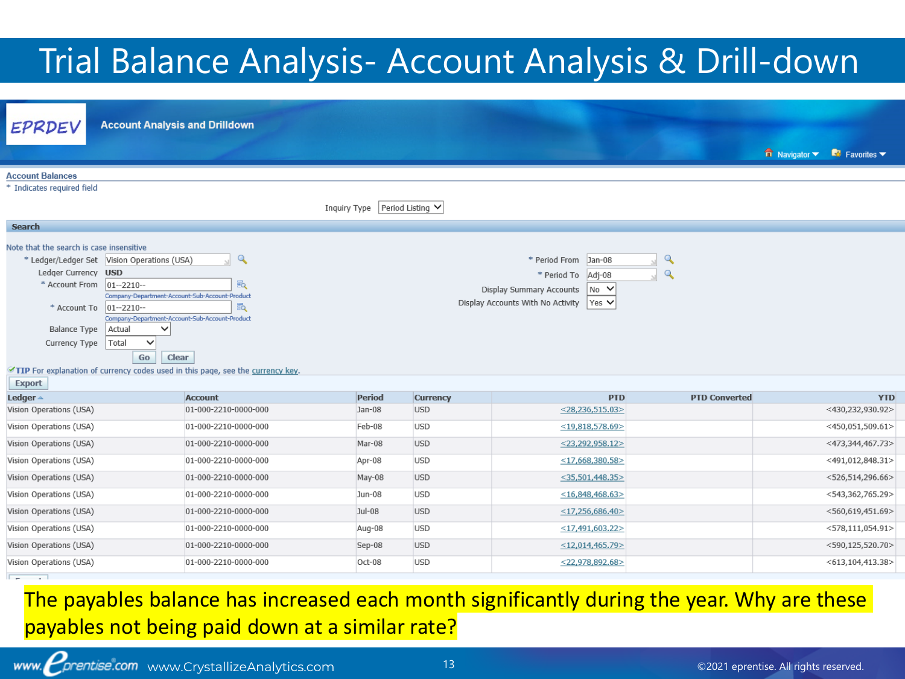# Trial Balance Analysis- Account Analysis & Drill-down

EPRDEV

**Account Analysis and Drilldown**

Navigator Favorites

**Account Balances**

\* Indicates required field

Inquiry Type: Period Listing

**Search**

Note that the search is case insensitive

- \* Ledger/Ledger Set: Vision Operations (USA)
- Ledger Currency: USD
- \* Account From: 01--2210-- (Company-Department-Account-Sub-Account-Product)
- \* Account To: 01--2210-- (Company-Department-Account-Sub-Account-Product)
- Balance Type: Actual
- Currency Type: Total
- \* Period From: Jan-08
- \* Period To: Adj-08
- Display Summary Accounts: No
- Display Accounts With No Activity: Yes

Go | Clear

TIP For explanation of currency codes used in this page, see the currency key.

Export

| Ledger | Account | Period | Currency | PTD | PTD Converted | YTD |
|---|---|---|---|---|---|---|
| Vision Operations (USA) | 01-000-2210-0000-000 | Jan-08 | USD | <28,236,515.03> | | <430,232,930.92> |
| Vision Operations (USA) | 01-000-2210-0000-000 | Feb-08 | USD | <19,818,578.69> | | <450,051,509.61> |
| Vision Operations (USA) | 01-000-2210-0000-000 | Mar-08 | USD | <23,292,958.12> | | <473,344,467.73> |
| Vision Operations (USA) | 01-000-2210-0000-000 | Apr-08 | USD | <17,668,380.58> | | <491,012,848.31> |
| Vision Operations (USA) | 01-000-2210-0000-000 | May-08 | USD | <35,501,448.35> | | <526,514,296.66> |
| Vision Operations (USA) | 01-000-2210-0000-000 | Jun-08 | USD | <16,848,468.63> | | <543,362,765.29> |
| Vision Operations (USA) | 01-000-2210-0000-000 | Jul-08 | USD | <17,256,686.40> | | <560,619,451.69> |
| Vision Operations (USA) | 01-000-2210-0000-000 | Aug-08 | USD | <17,491,603.22> | | <578,111,054.91> |
| Vision Operations (USA) | 01-000-2210-0000-000 | Sep-08 | USD | <12,014,465.79> | | <590,125,520.70> |
| Vision Operations (USA) | 01-000-2210-0000-000 | Oct-08 | USD | <22,978,892.68> | | <613,104,413.38> |

The payables balance has increased each month significantly during the year. Why are these payables not being paid down at a similar rate?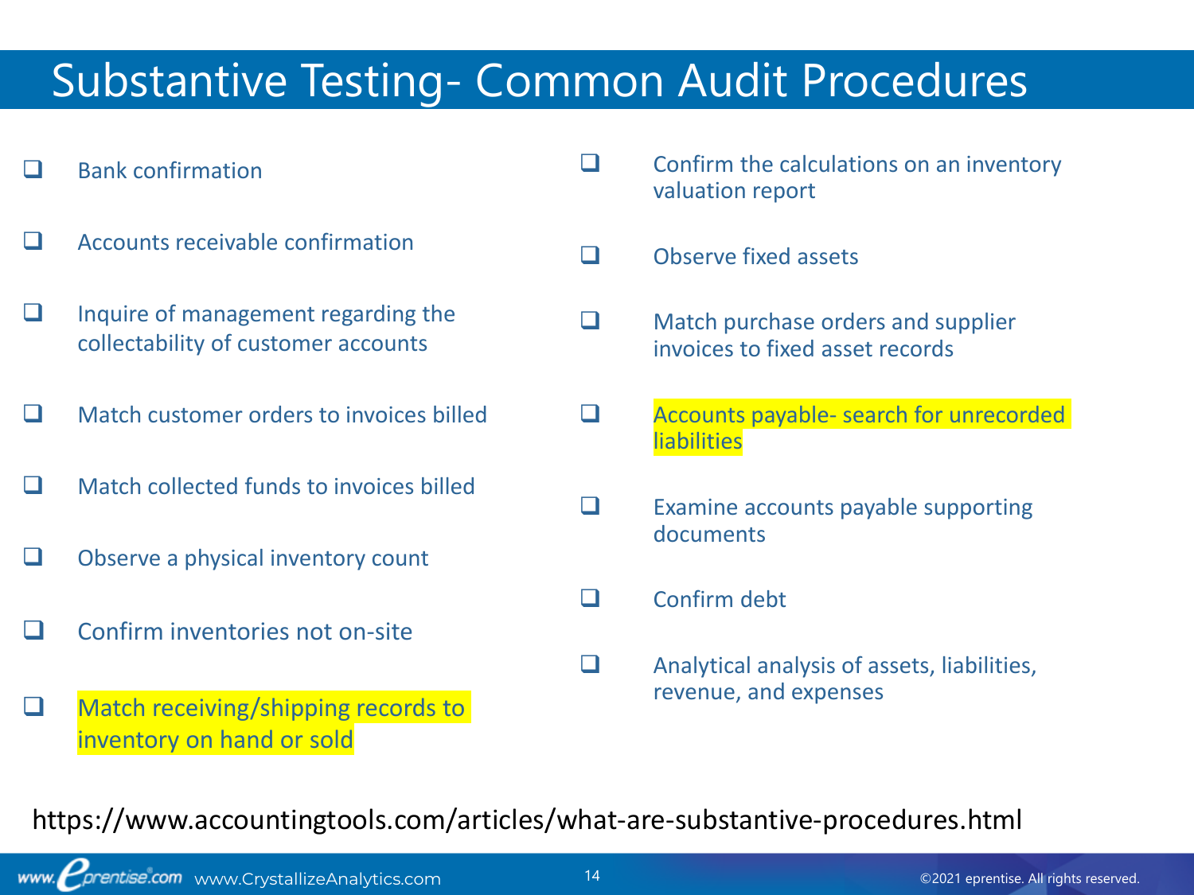# Substantive Testing- Common Audit Procedures

- [ ] Bank confirmation
- [ ] Accounts receivable confirmation
- [ ] Inquire of management regarding the collectability of customer accounts
- [ ] Match customer orders to invoices billed
- [ ] Match collected funds to invoices billed
- [ ] Observe a physical inventory count
- [ ] Confirm inventories not on-site
- [ ] Match receiving/shipping records to inventory on hand or sold
- [ ] Confirm the calculations on an inventory valuation report
- [ ] Observe fixed assets
- [ ] Match purchase orders and supplier invoices to fixed asset records
- [ ] Accounts payable- search for unrecorded liabilities
- [ ] Examine accounts payable supporting documents
- [ ] Confirm debt
- [ ] Analytical analysis of assets, liabilities, revenue, and expenses

https://www.accountingtools.com/articles/what-are-substantive-procedures.html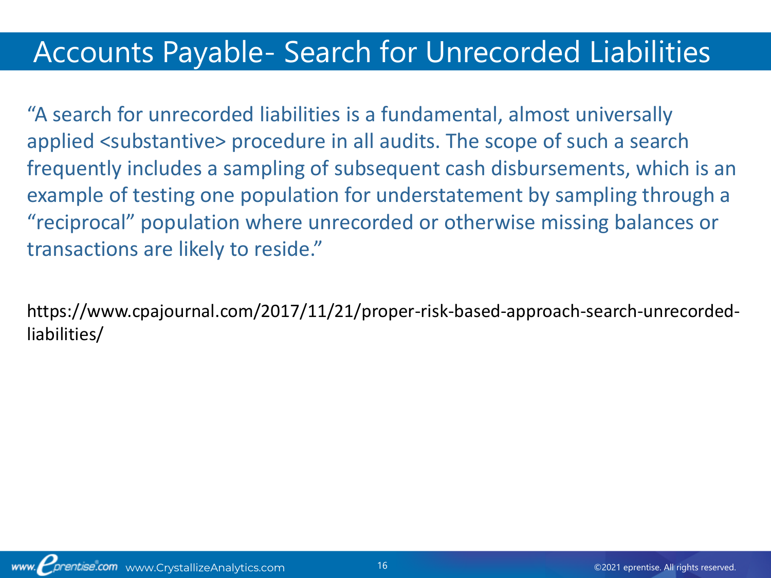# Accounts Payable- Search for Unrecorded Liabilities

"A search for unrecorded liabilities is a fundamental, almost universally applied <substantive> procedure in all audits. The scope of such a search frequently includes a sampling of subsequent cash disbursements, which is an example of testing one population for understatement by sampling through a "reciprocal" population where unrecorded or otherwise missing balances or transactions are likely to reside."

https://www.cpajournal.com/2017/11/21/proper-risk-based-approach-search-unrecorded-liabilities/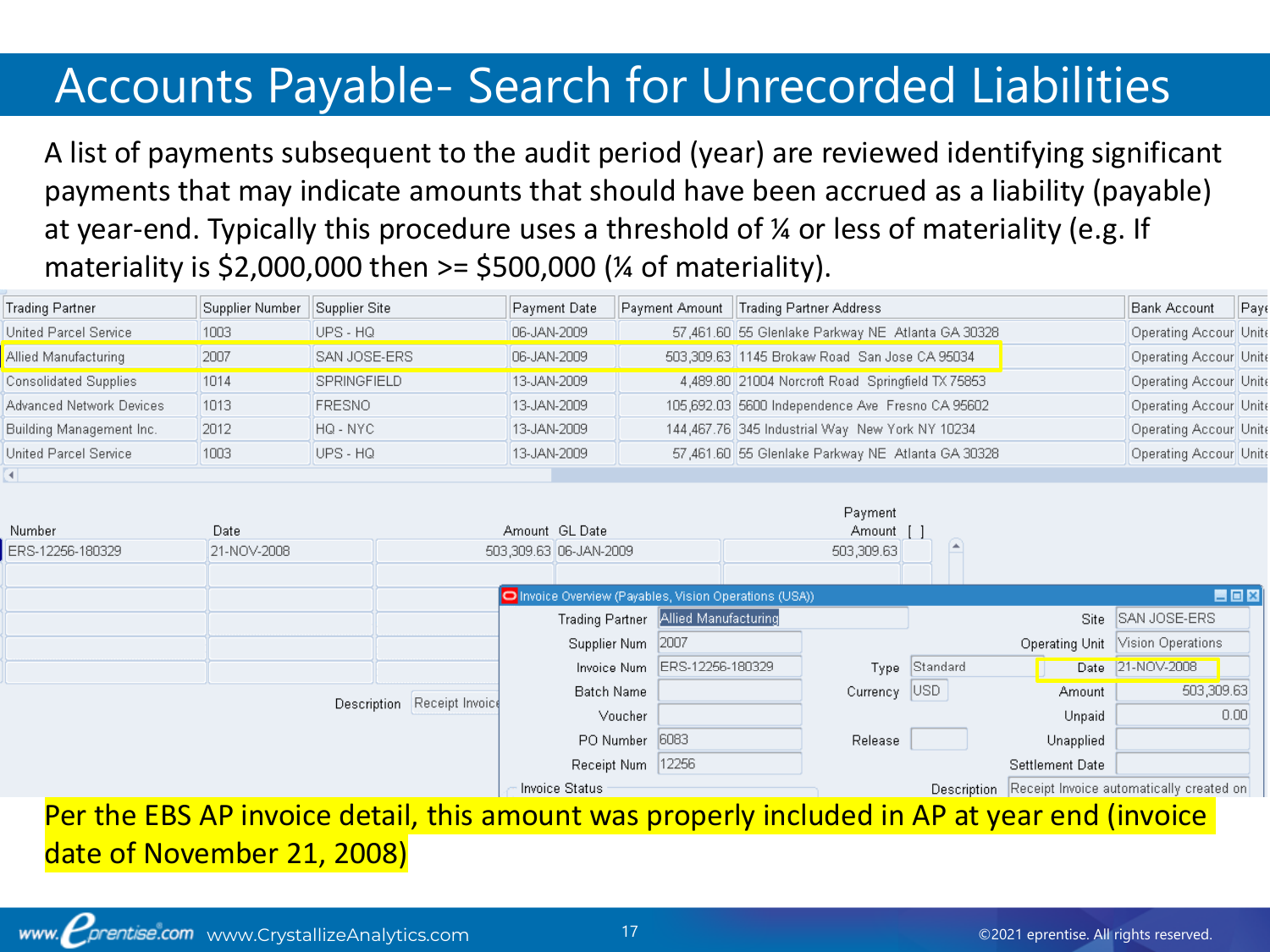# Accounts Payable- Search for Unrecorded Liabilities

A list of payments subsequent to the audit period (year) are reviewed identifying significant payments that may indicate amounts that should have been accrued as a liability (payable) at year-end. Typically this procedure uses a threshold of ¼ or less of materiality (e.g. If materiality is $2,000,000 then >= $500,000 (¼ of materiality).

| Trading Partner | Supplier Number | Supplier Site | Payment Date | Payment Amount | Trading Partner Address | Bank Account | Paye |
|---|---|---|---|---|---|---|---|
| United Parcel Service | 1003 | UPS - HQ | 06-JAN-2009 | 57,461.60 | 55 Glenlake Parkway NE Atlanta GA 30328 | Operating Accour | Unite |
| Allied Manufacturing | 2007 | SAN JOSE-ERS | 06-JAN-2009 | 503,309.63 | 1145 Brokaw Road San Jose CA 95034 | Operating Accour | Unite |
| Consolidated Supplies | 1014 | SPRINGFIELD | 13-JAN-2009 | 4,489.80 | 21004 Norcroft Road Springfield TX 75853 | Operating Accour | Unite |
| Advanced Network Devices | 1013 | FRESNO | 13-JAN-2009 | 105,692.03 | 5600 Independence Ave Fresno CA 95602 | Operating Accour | Unite |
| Building Management Inc. | 2012 | HQ - NYC | 13-JAN-2009 | 144,467.76 | 345 Industrial Way New York NY 10234 | Operating Accour | Unite |
| United Parcel Service | 1003 | UPS - HQ | 13-JAN-2009 | 57,461.60 | 55 Glenlake Parkway NE Atlanta GA 30328 | Operating Accour | Unite |

| Number | Date | Amount | GL Date | Payment Amount |
|---|---|---|---|---|
| ERS-12256-180329 | 21-NOV-2008 | 503,309.63 | 06-JAN-2009 | 503,309.63 |

Description: Receipt Invoic

**Invoice Overview (Payables, Vision Operations (USA))**

| Field | Value | Field | Value | Field | Value |
|---|---|---|---|---|---|
| Trading Partner | Allied Manufacturing | | | Site | SAN JOSE-ERS |
| Supplier Num | 2007 | | | Operating Unit | Vision Operations |
| Invoice Num | ERS-12256-180329 | Type | Standard | Date | 21-NOV-2008 |
| Batch Name | | Currency | USD | Amount | 503,309.63 |
| Voucher | | | | Unpaid | 0.00 |
| PO Number | 6083 | Release | | Unapplied | |
| Receipt Num | 12256 | | | Settlement Date | |
| Invoice Status | | | | Description | Receipt Invoice automatically created on |

Per the EBS AP invoice detail, this amount was properly included in AP at year end (invoice date of November 21, 2008)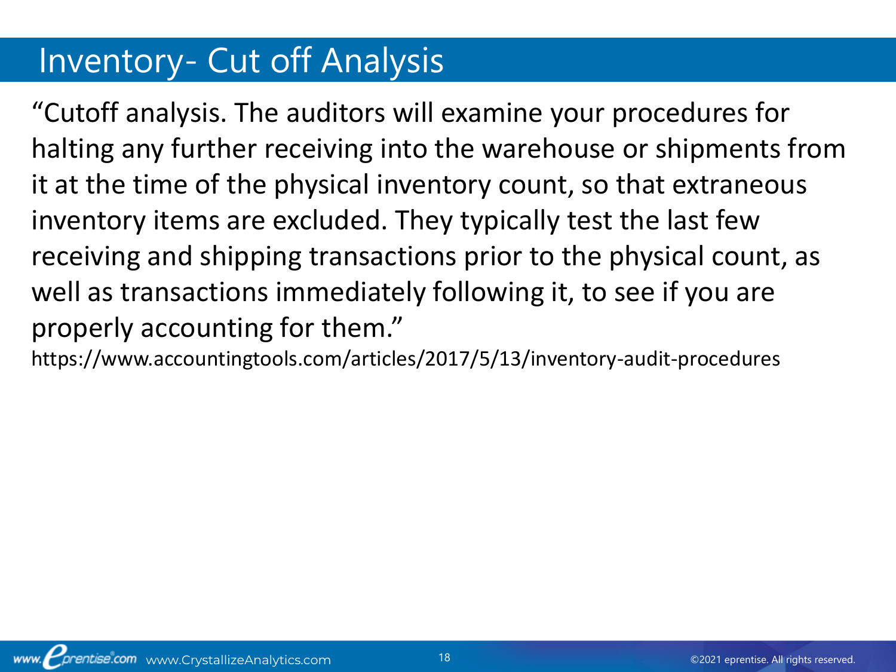# Inventory- Cut off Analysis

"Cutoff analysis. The auditors will examine your procedures for halting any further receiving into the warehouse or shipments from it at the time of the physical inventory count, so that extraneous inventory items are excluded. They typically test the last few receiving and shipping transactions prior to the physical count, as well as transactions immediately following it, to see if you are properly accounting for them."

https://www.accountingtools.com/articles/2017/5/13/inventory-audit-procedures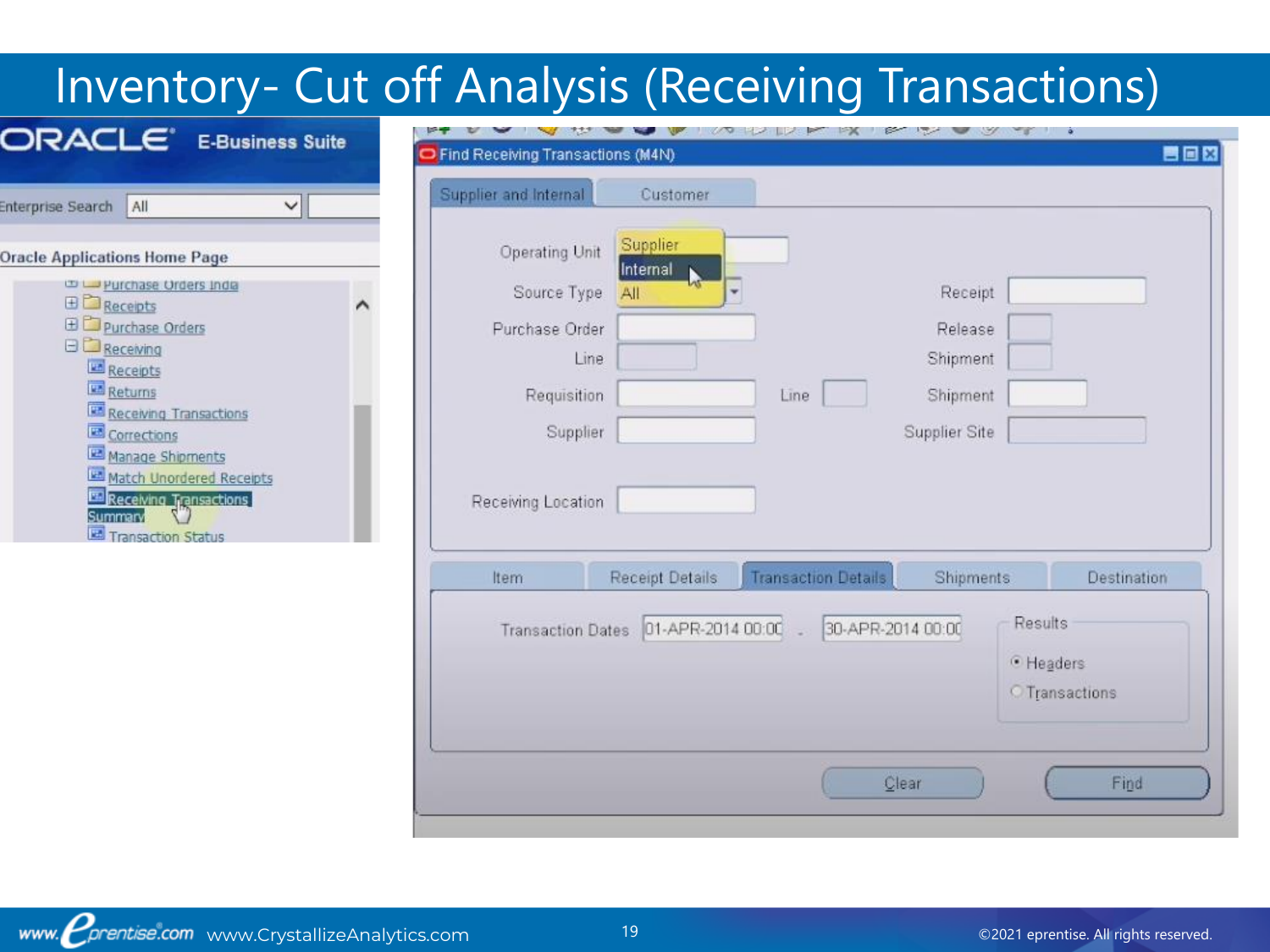# Inventory- Cut off Analysis (Receiving Transactions)

**ORACLE E-Business Suite**

Enterprise Search: All

Oracle Applications Home Page

- Purchase Orders India
- Receipts
- Purchase Orders
- Receiving
  - Receipts
  - Returns
  - Receiving Transactions
  - Corrections
  - Manage Shipments
  - Match Unordered Receipts
  - Receiving Transactions Summary
  - Transaction Status

**Find Receiving Transactions (M4N)**

Tabs: Supplier and Internal | Customer

- Operating Unit
- Source Type: Supplier / Internal / All
- Purchase Order
- Line
- Requisition
- Line
- Supplier
- Receiving Location
- Receipt
- Release
- Shipment
- Shipment
- Supplier Site

Tabs: Item | Receipt Details | Transaction Details | Shipments | Destination

- Transaction Dates: 01-APR-2014 00:00 - 30-APR-2014 00:00
- Results
  - Headers
  - Transactions

Clear | Find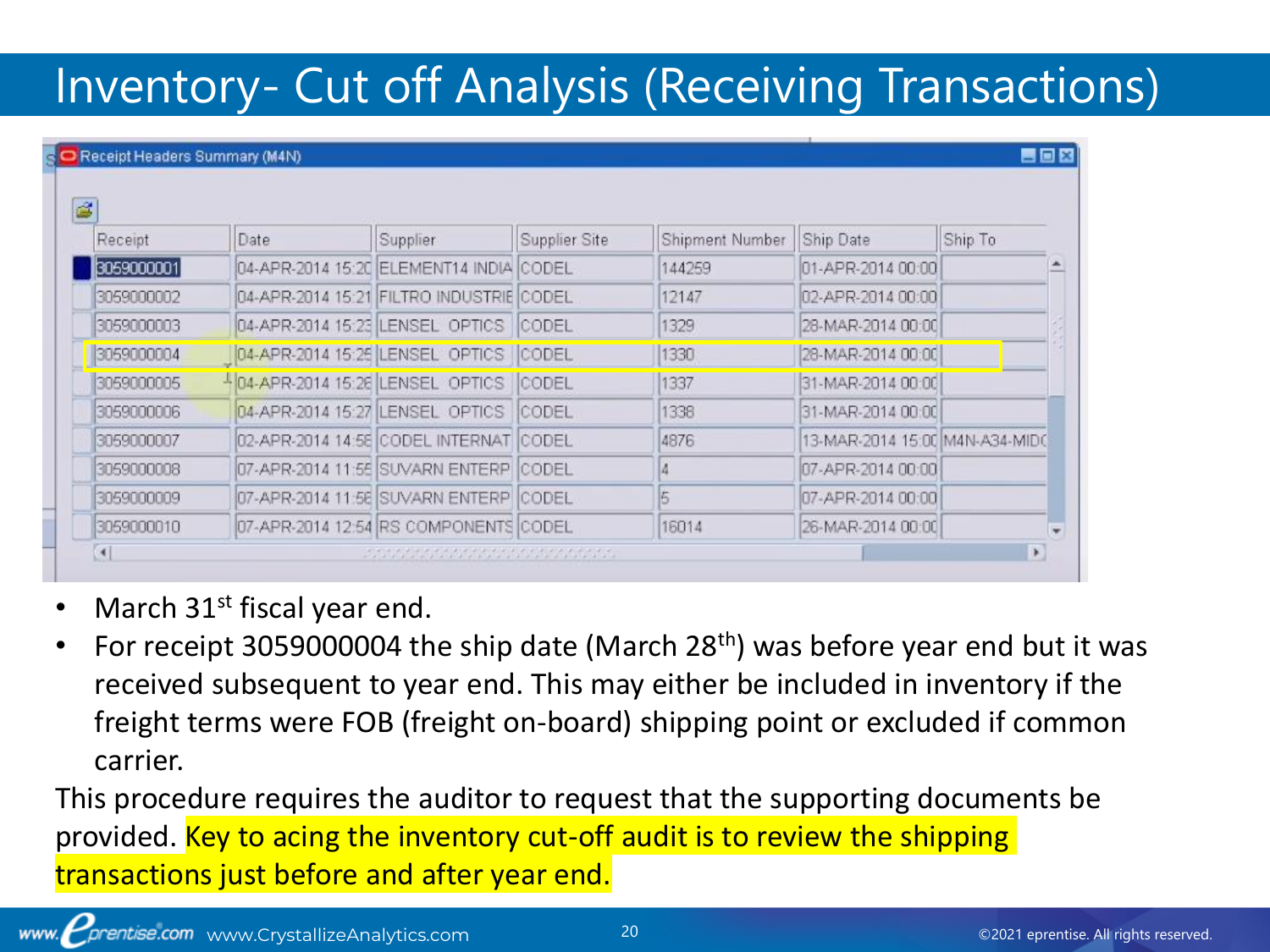# Inventory- Cut off Analysis (Receiving Transactions)

Receipt Headers Summary (M4N)

| Receipt | Date | Supplier | Supplier Site | Shipment Number | Ship Date | Ship To |
|---|---|---|---|---|---|---|
| 3059000001 | 04-APR-2014 15:20 | ELEMENT14 INDIA | CODEL | 144259 | 01-APR-2014 00:00 | |
| 3059000002 | 04-APR-2014 15:21 | FILTRO INDUSTRIE | CODEL | 12147 | 02-APR-2014 00:00 | |
| 3059000003 | 04-APR-2014 15:23 | LENSEL OPTICS | CODEL | 1329 | 28-MAR-2014 00:00 | |
| 3059000004 | 04-APR-2014 15:25 | LENSEL OPTICS | CODEL | 1330 | 28-MAR-2014 00:00 | |
| 3059000005 | 04-APR-2014 15:26 | LENSEL OPTICS | CODEL | 1337 | 31-MAR-2014 00:00 | |
| 3059000006 | 04-APR-2014 15:27 | LENSEL OPTICS | CODEL | 1338 | 31-MAR-2014 00:00 | |
| 3059000007 | 02-APR-2014 14:58 | CODEL INTERNAT | CODEL | 4876 | 13-MAR-2014 15:00 | M4N-A34-MIDC |
| 3059000008 | 07-APR-2014 11:55 | SUVARN ENTERP | CODEL | 4 | 07-APR-2014 00:00 | |
| 3059000009 | 07-APR-2014 11:56 | SUVARN ENTERP | CODEL | 5 | 07-APR-2014 00:00 | |
| 3059000010 | 07-APR-2014 12:54 | RS COMPONENTS | CODEL | 16014 | 26-MAR-2014 00:00 | |

- March 31st fiscal year end.
- For receipt 3059000004 the ship date (March 28th) was before year end but it was received subsequent to year end. This may either be included in inventory if the freight terms were FOB (freight on-board) shipping point or excluded if common carrier.

This procedure requires the auditor to request that the supporting documents be provided. Key to acing the inventory cut-off audit is to review the shipping transactions just before and after year end.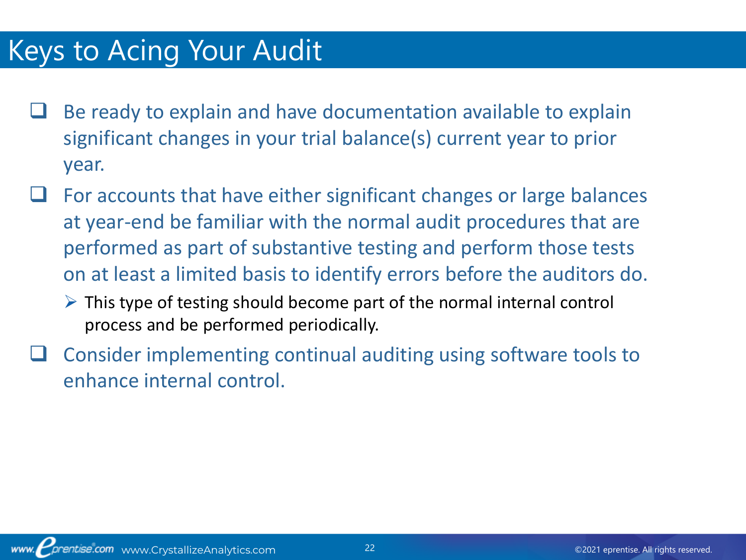# Keys to Acing Your Audit

- Be ready to explain and have documentation available to explain significant changes in your trial balance(s) current year to prior year.
- For accounts that have either significant changes or large balances at year-end be familiar with the normal audit procedures that are performed as part of substantive testing and perform those tests on at least a limited basis to identify errors before the auditors do.
  - This type of testing should become part of the normal internal control process and be performed periodically.
- Consider implementing continual auditing using software tools to enhance internal control.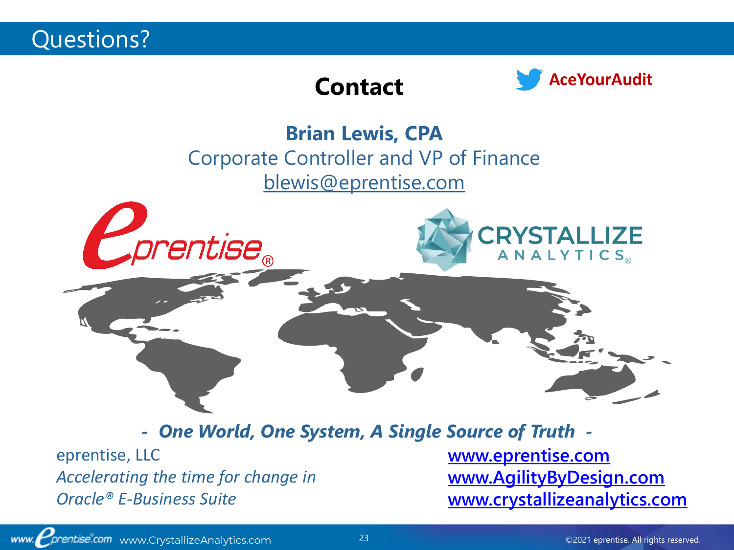# Questions?

## Contact

AceYourAudit

**Brian Lewis, CPA**
Corporate Controller and VP of Finance
blewis@eprentise.com

*- One World, One System, A Single Source of Truth -*

eprentise, LLC
*Accelerating the time for change in*
*Oracle® E-Business Suite*

**www.eprentise.com**
**www.AgilityByDesign.com**
**www.crystallizeanalytics.com**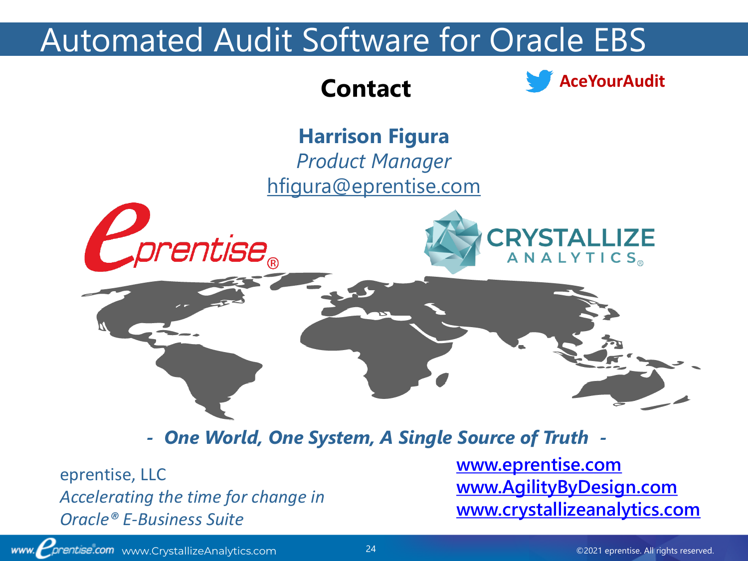# Automated Audit Software for Oracle EBS

## Contact

AceYourAudit

**Harrison Figura**
*Product Manager*
hfigura@eprentise.com

*- One World, One System, A Single Source of Truth -*

eprentise, LLC
*Accelerating the time for change in Oracle® E-Business Suite*

**www.eprentise.com**
**www.AgilityByDesign.com**
**www.crystallizeanalytics.com**